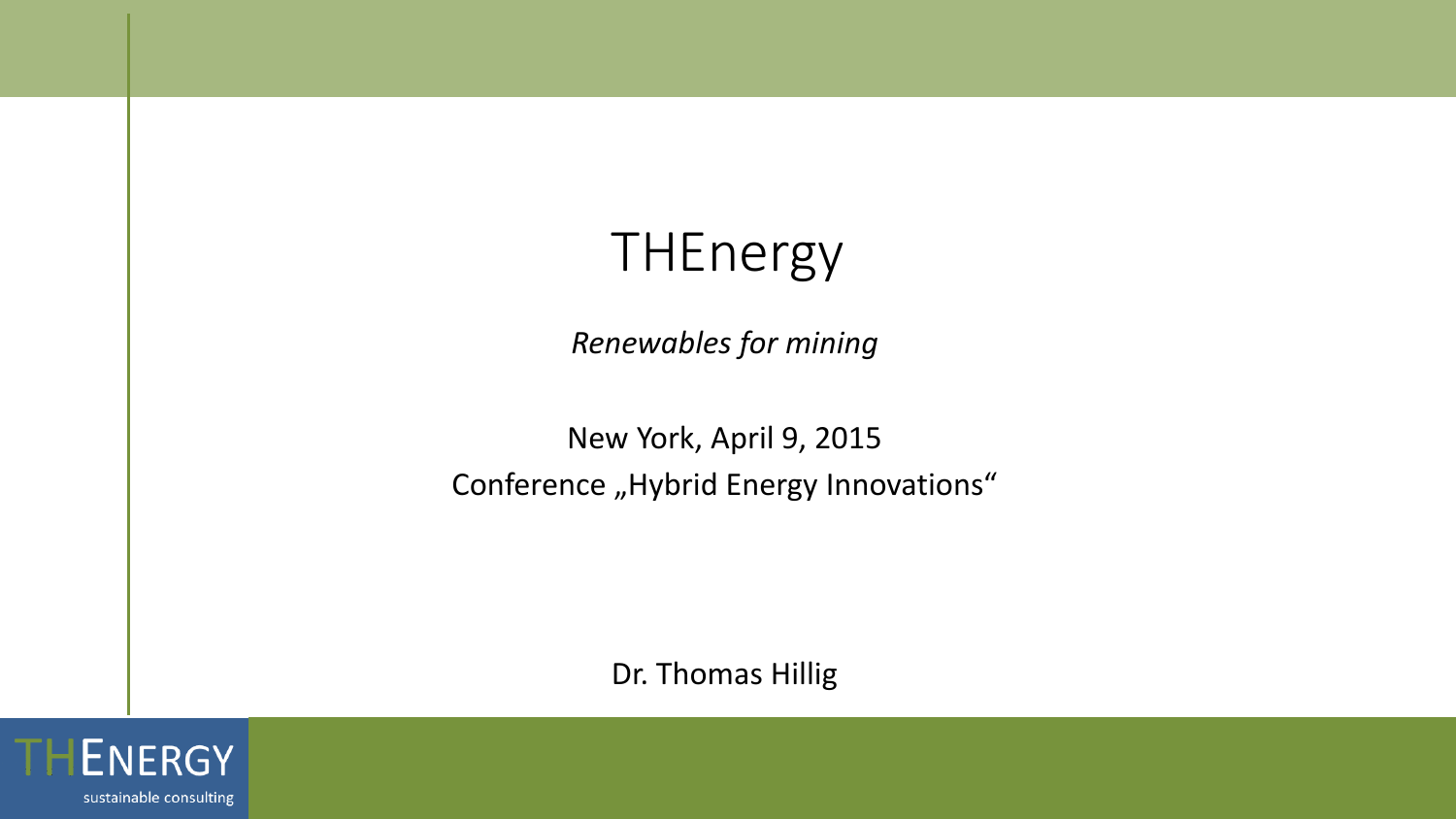# THEnergy

*Renewables for mining*

New York, April 9, 2015
Conference „Hybrid Energy Innovations“

Dr. Thomas Hillig

THENERGY
sustainable consulting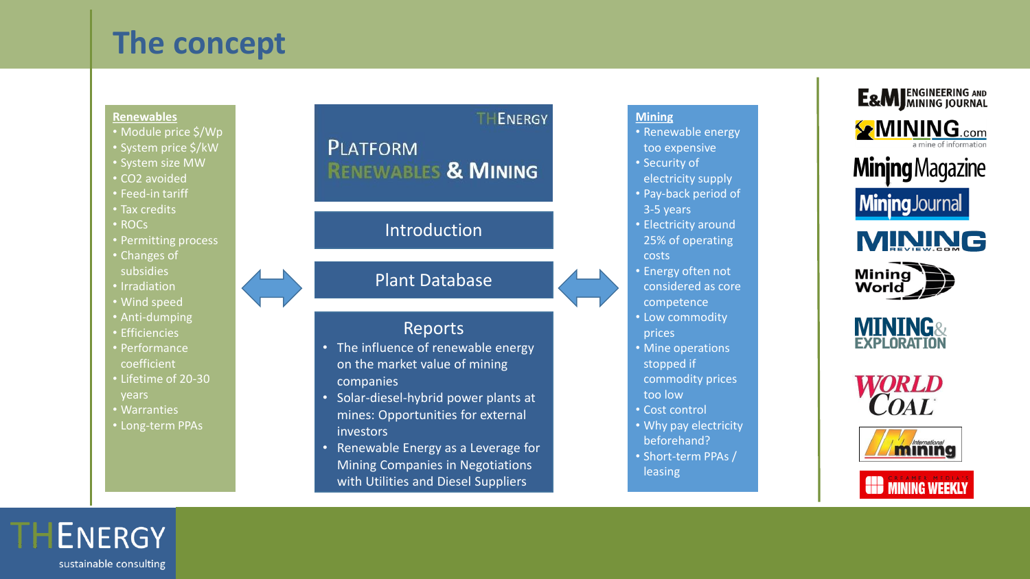# The concept

**Renewables**

- Module price \$/Wp
- System price \$/kW
- System size MW
- $CO_2$ avoided
- Feed-in tariff
- Tax credits
- ROCs
- Permitting process
- Changes of subsidies
- Irradiation
- Wind speed
- Anti-dumping
- Efficiencies
- Performance coefficient
- Lifetime of 20-30 years
- Warranties
- Long-term PPAs

THENERGY

PLATFORM
RENEWABLES & MINING

Introduction

Plant Database

Reports

- The influence of renewable energy on the market value of mining companies
- Solar-diesel-hybrid power plants at mines: Opportunities for external investors
- Renewable Energy as a Leverage for Mining Companies in Negotiations with Utilities and Diesel Suppliers

**Mining**

- Renewable energy too expensive
- Security of electricity supply
- Pay-back period of 3-5 years
- Electricity around 25% of operating costs
- Energy often not considered as core competence
- Low commodity prices
- Mine operations stopped if commodity prices too low
- Cost control
- Why pay electricity beforehand?
- Short-term PPAs / leasing

E&MJ Engineering and Mining Journal
MINING.com
Mining Magazine
Mining Journal
MINING REVIEW.COM
Mining World
MINING & EXPLORATION
WORLD COAL
International Mining
Creamer Media's MINING WEEKLY

THENERGY
sustainable consulting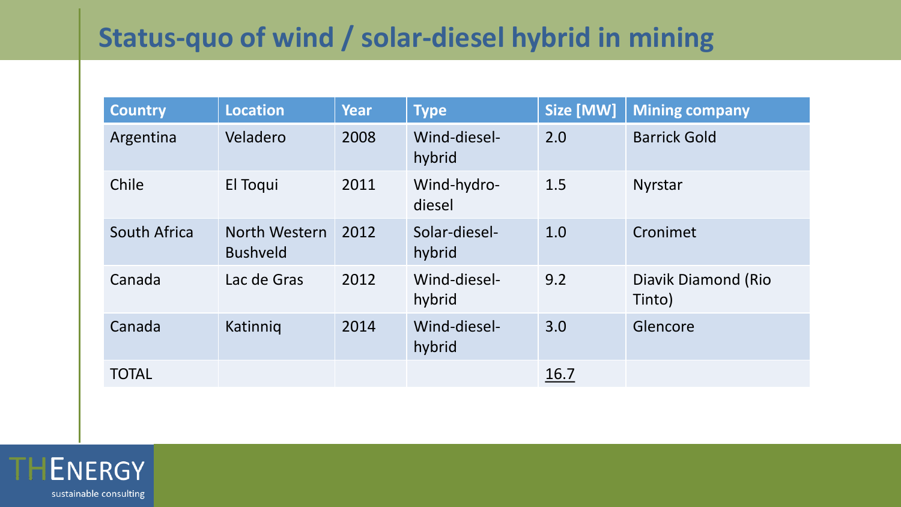# Status-quo of wind / solar-diesel hybrid in mining

| Country | Location | Year | Type | Size [MW] | Mining company |
|---|---|---|---|---|---|
| Argentina | Veladero | 2008 | Wind-diesel-hybrid | 2.0 | Barrick Gold |
| Chile | El Toqui | 2011 | Wind-hydro-diesel | 1.5 | Nyrstar |
| South Africa | North Western Bushveld | 2012 | Solar-diesel-hybrid | 1.0 | Cronimet |
| Canada | Lac de Gras | 2012 | Wind-diesel-hybrid | 9.2 | Diavik Diamond (Rio Tinto) |
| Canada | Katinniq | 2014 | Wind-diesel-hybrid | 3.0 | Glencore |
| TOTAL | | | | 16.7 | |

THENERGY sustainable consulting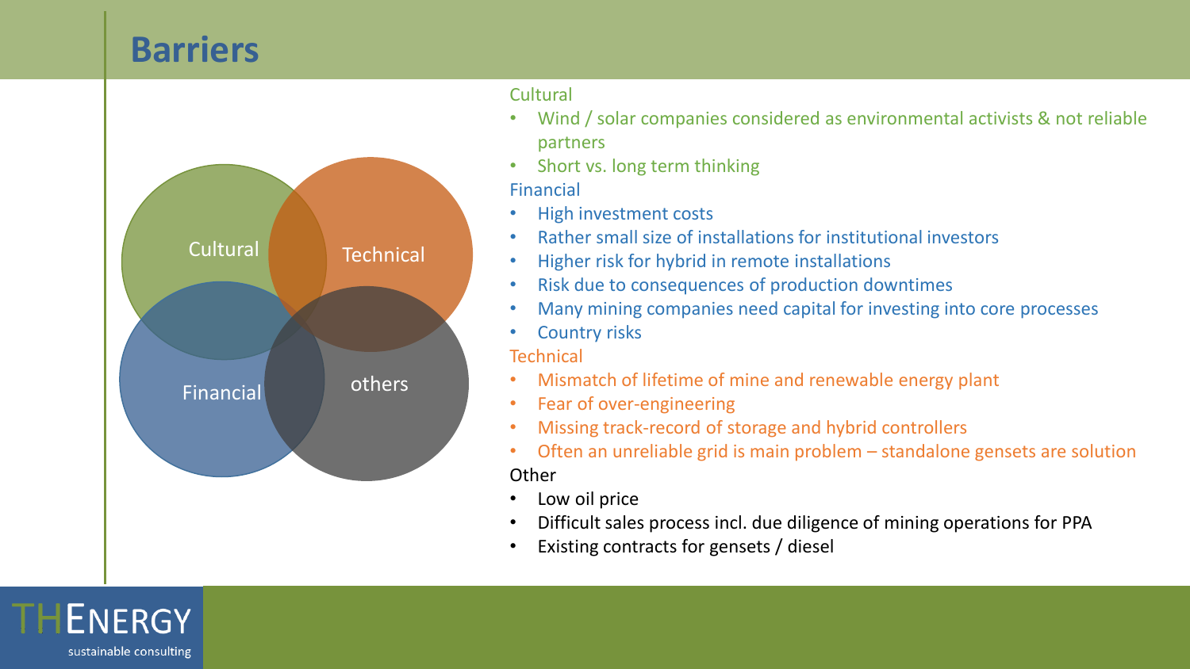# Barriers

Cultural

Technical

Financial

others

Cultural

- Wind / solar companies considered as environmental activists & not reliable partners
- Short vs. long term thinking

Financial

- High investment costs
- Rather small size of installations for institutional investors
- Higher risk for hybrid in remote installations
- Risk due to consequences of production downtimes
- Many mining companies need capital for investing into core processes
- Country risks

Technical

- Mismatch of lifetime of mine and renewable energy plant
- Fear of over-engineering
- Missing track-record of storage and hybrid controllers
- Often an unreliable grid is main problem – standalone gensets are solution

Other

- Low oil price
- Difficult sales process incl. due diligence of mining operations for PPA
- Existing contracts for gensets / diesel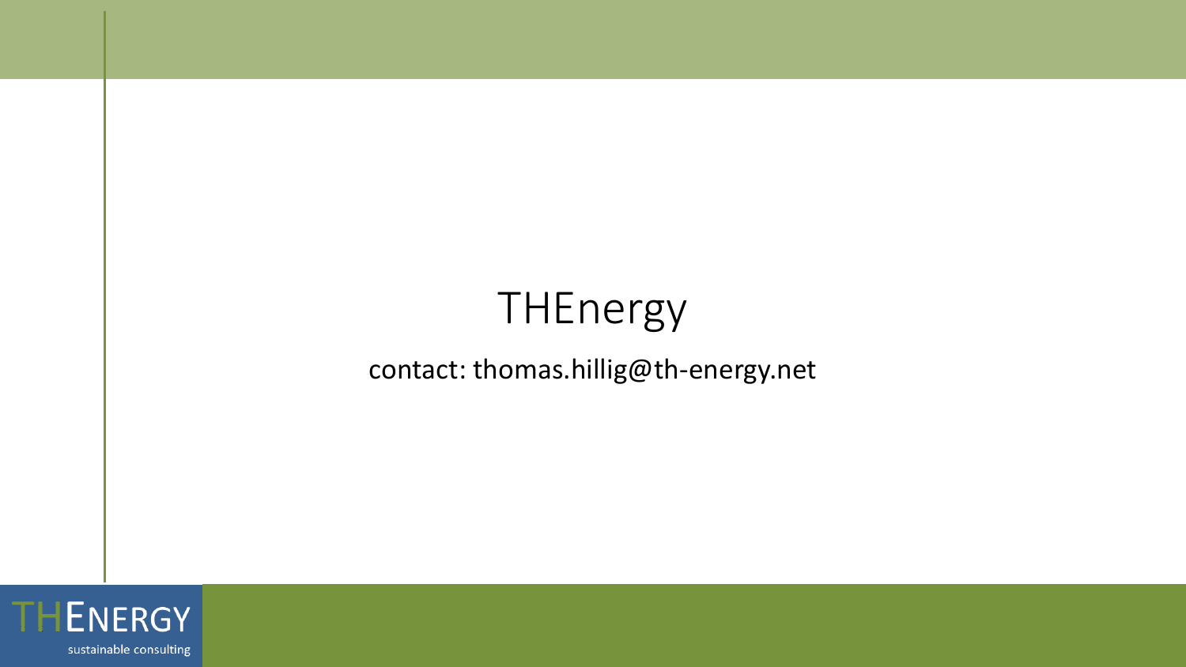# THEnergy

contact: thomas.hillig@th-energy.net

THENERGY
sustainable consulting